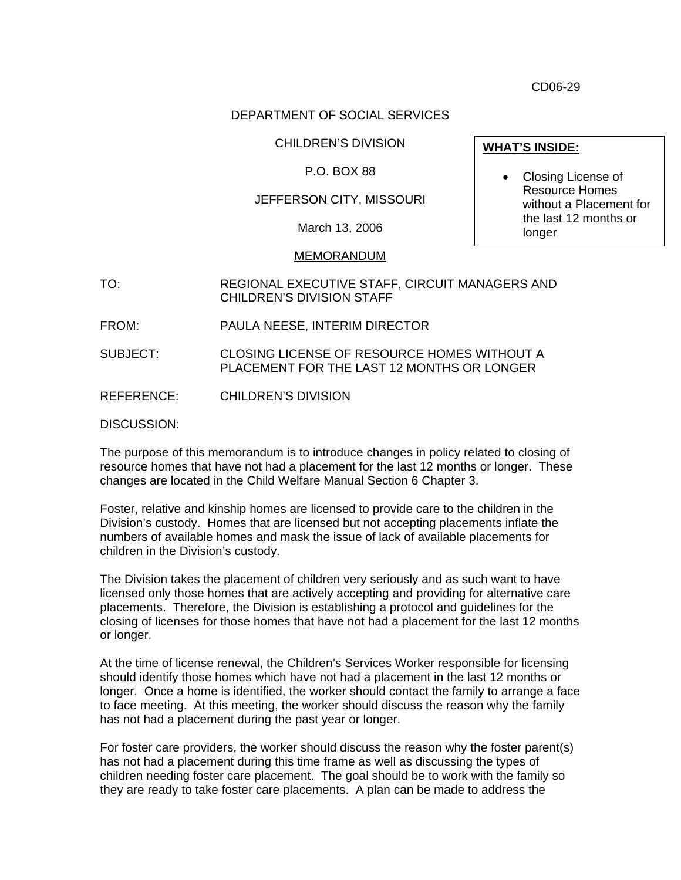CD06-29

DEPARTMENT OF SOCIAL SERVICES

CHILDREN'S DIVISION

P.O. BOX 88

JEFFERSON CITY, MISSOURI

March 13, 2006

**WHAT'S INSIDE:**

- Closing License of Resource Homes without a Placement for the last 12 months or longer

MEMORANDUM

TO: REGIONAL EXECUTIVE STAFF, CIRCUIT MANAGERS AND CHILDREN'S DIVISION STAFF

FROM: PAULA NEESE, INTERIM DIRECTOR

SUBJECT: CLOSING LICENSE OF RESOURCE HOMES WITHOUT A PLACEMENT FOR THE LAST 12 MONTHS OR LONGER

REFERENCE: CHILDREN'S DIVISION

DISCUSSION:

The purpose of this memorandum is to introduce changes in policy related to closing of resource homes that have not had a placement for the last 12 months or longer. These changes are located in the Child Welfare Manual Section 6 Chapter 3.

Foster, relative and kinship homes are licensed to provide care to the children in the Division's custody. Homes that are licensed but not accepting placements inflate the numbers of available homes and mask the issue of lack of available placements for children in the Division's custody.

The Division takes the placement of children very seriously and as such want to have licensed only those homes that are actively accepting and providing for alternative care placements. Therefore, the Division is establishing a protocol and guidelines for the closing of licenses for those homes that have not had a placement for the last 12 months or longer.

At the time of license renewal, the Children's Services Worker responsible for licensing should identify those homes which have not had a placement in the last 12 months or longer. Once a home is identified, the worker should contact the family to arrange a face to face meeting. At this meeting, the worker should discuss the reason why the family has not had a placement during the past year or longer.

For foster care providers, the worker should discuss the reason why the foster parent(s) has not had a placement during this time frame as well as discussing the types of children needing foster care placement. The goal should be to work with the family so they are ready to take foster care placements. A plan can be made to address the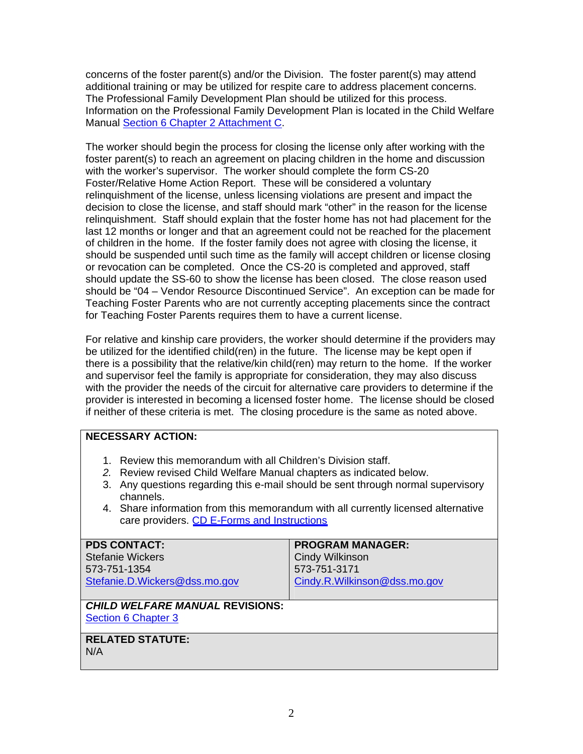concerns of the foster parent(s) and/or the Division. The foster parent(s) may attend additional training or may be utilized for respite care to address placement concerns. The Professional Family Development Plan should be utilized for this process. Information on the Professional Family Development Plan is located in the Child Welfare Manual [Section 6 Chapter 2 Attachment C](#).

The worker should begin the process for closing the license only after working with the foster parent(s) to reach an agreement on placing children in the home and discussion with the worker's supervisor. The worker should complete the form CS-20 Foster/Relative Home Action Report. These will be considered a voluntary relinquishment of the license, unless licensing violations are present and impact the decision to close the license, and staff should mark "other" in the reason for the license relinquishment. Staff should explain that the foster home has not had placement for the last 12 months or longer and that an agreement could not be reached for the placement of children in the home. If the foster family does not agree with closing the license, it should be suspended until such time as the family will accept children or license closing or revocation can be completed. Once the CS-20 is completed and approved, staff should update the SS-60 to show the license has been closed. The close reason used should be "04 – Vendor Resource Discontinued Service". An exception can be made for Teaching Foster Parents who are not currently accepting placements since the contract for Teaching Foster Parents requires them to have a current license.

For relative and kinship care providers, the worker should determine if the providers may be utilized for the identified child(ren) in the future. The license may be kept open if there is a possibility that the relative/kin child(ren) may return to the home. If the worker and supervisor feel the family is appropriate for consideration, they may also discuss with the provider the needs of the circuit for alternative care providers to determine if the provider is interested in becoming a licensed foster home. The license should be closed if neither of these criteria is met. The closing procedure is the same as noted above.

**NECESSARY ACTION:**

1. Review this memorandum with all Children's Division staff.
2. Review revised Child Welfare Manual chapters as indicated below.
3. Any questions regarding this e-mail should be sent through normal supervisory channels.
4. Share information from this memorandum with all currently licensed alternative care providers. [CD E-Forms and Instructions](#)

| **PDS CONTACT:** | **PROGRAM MANAGER:** |
|---|---|
| Stefanie Wickers<br>573-751-1354<br>Stefanie.D.Wickers@dss.mo.gov | Cindy Wilkinson<br>573-751-3171<br>Cindy.R.Wilkinson@dss.mo.gov |

***CHILD WELFARE MANUAL* REVISIONS:**
[Section 6 Chapter 3](#)

**RELATED STATUTE:**
N/A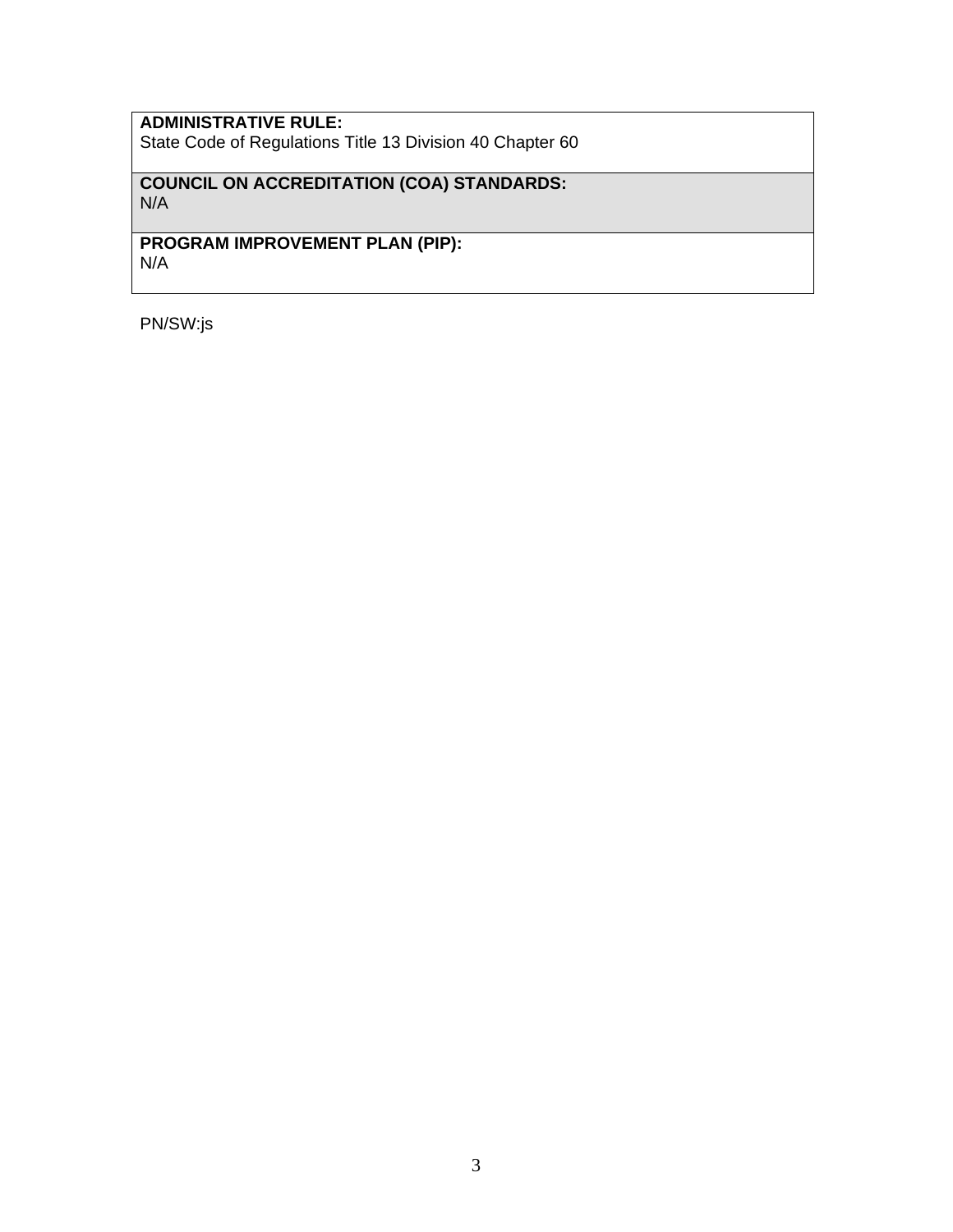**ADMINISTRATIVE RULE:**
State Code of Regulations Title 13 Division 40 Chapter 60

**COUNCIL ON ACCREDITATION (COA) STANDARDS:**
N/A

**PROGRAM IMPROVEMENT PLAN (PIP):**
N/A

PN/SW:js